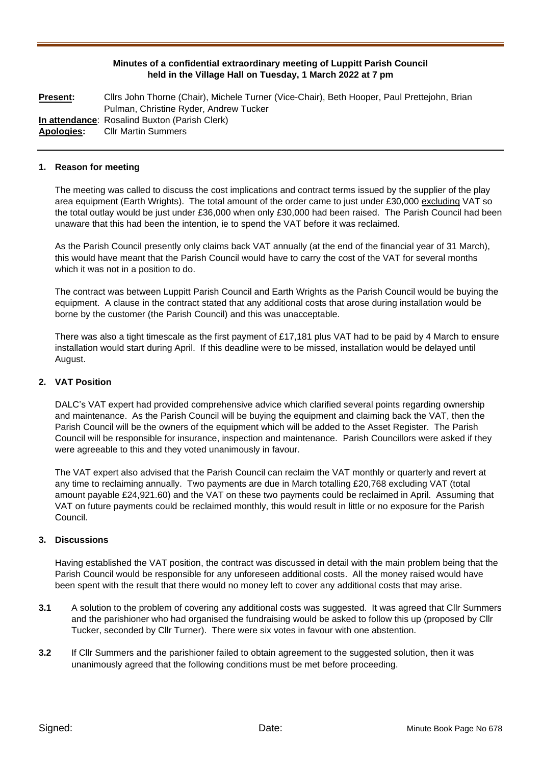**Minutes of a confidential extraordinary meeting of Luppitt Parish Council held in the Village Hall on Tuesday, 1 March 2022 at 7 pm**

**Present:** Cllrs John Thorne (Chair), Michele Turner (Vice-Chair), Beth Hooper, Paul Prettejohn, Brian Pulman, Christine Ryder, Andrew Tucker
**In attendance**: Rosalind Buxton (Parish Clerk)
**Apologies:** Cllr Martin Summers

## 1. Reason for meeting

The meeting was called to discuss the cost implications and contract terms issued by the supplier of the play area equipment (Earth Wrights). The total amount of the order came to just under £30,000 excluding VAT so the total outlay would be just under £36,000 when only £30,000 had been raised. The Parish Council had been unaware that this had been the intention, ie to spend the VAT before it was reclaimed.

As the Parish Council presently only claims back VAT annually (at the end of the financial year of 31 March), this would have meant that the Parish Council would have to carry the cost of the VAT for several months which it was not in a position to do.

The contract was between Luppitt Parish Council and Earth Wrights as the Parish Council would be buying the equipment. A clause in the contract stated that any additional costs that arose during installation would be borne by the customer (the Parish Council) and this was unacceptable.

There was also a tight timescale as the first payment of £17,181 plus VAT had to be paid by 4 March to ensure installation would start during April. If this deadline were to be missed, installation would be delayed until August.

## 2. VAT Position

DALC's VAT expert had provided comprehensive advice which clarified several points regarding ownership and maintenance. As the Parish Council will be buying the equipment and claiming back the VAT, then the Parish Council will be the owners of the equipment which will be added to the Asset Register. The Parish Council will be responsible for insurance, inspection and maintenance. Parish Councillors were asked if they were agreeable to this and they voted unanimously in favour.

The VAT expert also advised that the Parish Council can reclaim the VAT monthly or quarterly and revert at any time to reclaiming annually. Two payments are due in March totalling £20,768 excluding VAT (total amount payable £24,921.60) and the VAT on these two payments could be reclaimed in April. Assuming that VAT on future payments could be reclaimed monthly, this would result in little or no exposure for the Parish Council.

## 3. Discussions

Having established the VAT position, the contract was discussed in detail with the main problem being that the Parish Council would be responsible for any unforeseen additional costs. All the money raised would have been spent with the result that there would no money left to cover any additional costs that may arise.

**3.1** A solution to the problem of covering any additional costs was suggested. It was agreed that Cllr Summers and the parishioner who had organised the fundraising would be asked to follow this up (proposed by Cllr Tucker, seconded by Cllr Turner). There were six votes in favour with one abstention.

**3.2** If Cllr Summers and the parishioner failed to obtain agreement to the suggested solution, then it was unanimously agreed that the following conditions must be met before proceeding.

Signed: Date: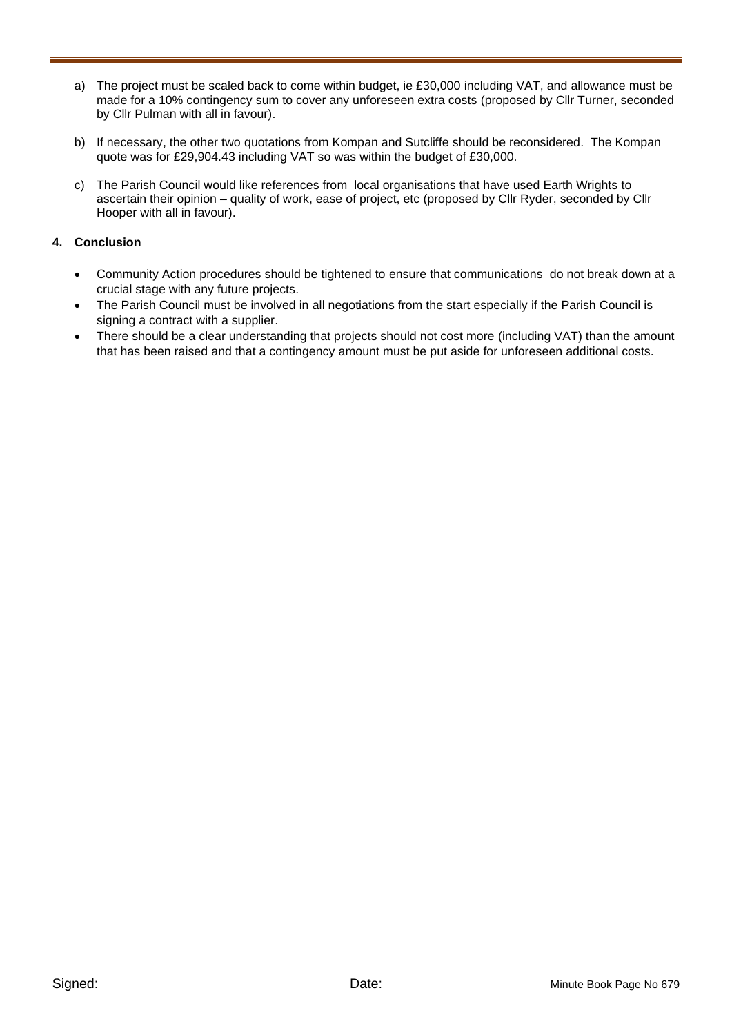a) The project must be scaled back to come within budget, ie £30,000 <u>including VAT</u>, and allowance must be made for a 10% contingency sum to cover any unforeseen extra costs (proposed by Cllr Turner, seconded by Cllr Pulman with all in favour).

b) If necessary, the other two quotations from Kompan and Sutcliffe should be reconsidered. The Kompan quote was for £29,904.43 including VAT so was within the budget of £30,000.

c) The Parish Council would like references from local organisations that have used Earth Wrights to ascertain their opinion – quality of work, ease of project, etc (proposed by Cllr Ryder, seconded by Cllr Hooper with all in favour).

**4. Conclusion**

- Community Action procedures should be tightened to ensure that communications do not break down at a crucial stage with any future projects.
- The Parish Council must be involved in all negotiations from the start especially if the Parish Council is signing a contract with a supplier.
- There should be a clear understanding that projects should not cost more (including VAT) than the amount that has been raised and that a contingency amount must be put aside for unforeseen additional costs.

Signed: Date: Minute Book Page No 679